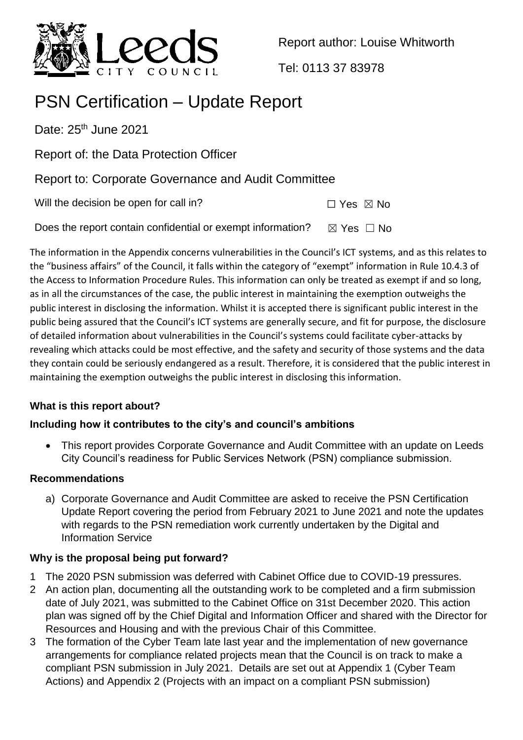Report author: Louise Whitworth

Tel: 0113 37 83978

# PSN Certification – Update Report

Date: 25th June 2021

Report of: the Data Protection Officer

Report to: Corporate Governance and Audit Committee

Will the decision be open for call in? ☐ Yes ☒ No

Does the report contain confidential or exempt information? ☒ Yes ☐ No

The information in the Appendix concerns vulnerabilities in the Council's ICT systems, and as this relates to the "business affairs" of the Council, it falls within the category of "exempt" information in Rule 10.4.3 of the Access to Information Procedure Rules. This information can only be treated as exempt if and so long, as in all the circumstances of the case, the public interest in maintaining the exemption outweighs the public interest in disclosing the information. Whilst it is accepted there is significant public interest in the public being assured that the Council's ICT systems are generally secure, and fit for purpose, the disclosure of detailed information about vulnerabilities in the Council's systems could facilitate cyber-attacks by revealing which attacks could be most effective, and the safety and security of those systems and the data they contain could be seriously endangered as a result. Therefore, it is considered that the public interest in maintaining the exemption outweighs the public interest in disclosing this information.

**What is this report about?**

**Including how it contributes to the city's and council's ambitions**

- This report provides Corporate Governance and Audit Committee with an update on Leeds City Council's readiness for Public Services Network (PSN) compliance submission.

**Recommendations**

a) Corporate Governance and Audit Committee are asked to receive the PSN Certification Update Report covering the period from February 2021 to June 2021 and note the updates with regards to the PSN remediation work currently undertaken by the Digital and Information Service

**Why is the proposal being put forward?**

1 The 2020 PSN submission was deferred with Cabinet Office due to COVID-19 pressures.
2 An action plan, documenting all the outstanding work to be completed and a firm submission date of July 2021, was submitted to the Cabinet Office on 31st December 2020. This action plan was signed off by the Chief Digital and Information Officer and shared with the Director for Resources and Housing and with the previous Chair of this Committee.
3 The formation of the Cyber Team late last year and the implementation of new governance arrangements for compliance related projects mean that the Council is on track to make a compliant PSN submission in July 2021. Details are set out at Appendix 1 (Cyber Team Actions) and Appendix 2 (Projects with an impact on a compliant PSN submission)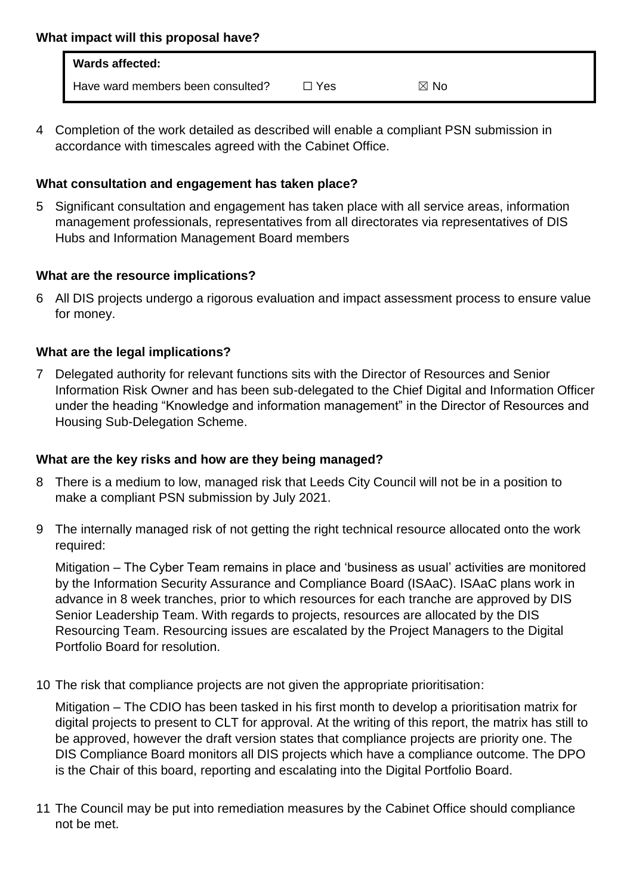**What impact will this proposal have?**

| **Wards affected:** | | |
|---|---|---|
| Have ward members been consulted? | ☐ Yes | ☒ No |

4 Completion of the work detailed as described will enable a compliant PSN submission in accordance with timescales agreed with the Cabinet Office.

**What consultation and engagement has taken place?**

5 Significant consultation and engagement has taken place with all service areas, information management professionals, representatives from all directorates via representatives of DIS Hubs and Information Management Board members

**What are the resource implications?**

6 All DIS projects undergo a rigorous evaluation and impact assessment process to ensure value for money.

**What are the legal implications?**

7 Delegated authority for relevant functions sits with the Director of Resources and Senior Information Risk Owner and has been sub-delegated to the Chief Digital and Information Officer under the heading "Knowledge and information management" in the Director of Resources and Housing Sub-Delegation Scheme.

**What are the key risks and how are they being managed?**

8 There is a medium to low, managed risk that Leeds City Council will not be in a position to make a compliant PSN submission by July 2021.

9 The internally managed risk of not getting the right technical resource allocated onto the work required:

Mitigation – The Cyber Team remains in place and 'business as usual' activities are monitored by the Information Security Assurance and Compliance Board (ISAaC). ISAaC plans work in advance in 8 week tranches, prior to which resources for each tranche are approved by DIS Senior Leadership Team. With regards to projects, resources are allocated by the DIS Resourcing Team. Resourcing issues are escalated by the Project Managers to the Digital Portfolio Board for resolution.

10 The risk that compliance projects are not given the appropriate prioritisation:

Mitigation – The CDIO has been tasked in his first month to develop a prioritisation matrix for digital projects to present to CLT for approval. At the writing of this report, the matrix has still to be approved, however the draft version states that compliance projects are priority one. The DIS Compliance Board monitors all DIS projects which have a compliance outcome. The DPO is the Chair of this board, reporting and escalating into the Digital Portfolio Board.

11 The Council may be put into remediation measures by the Cabinet Office should compliance not be met.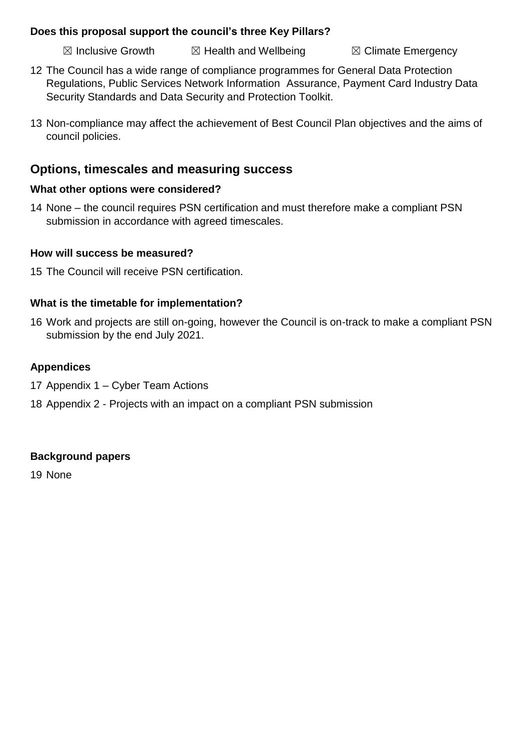**Does this proposal support the council's three Key Pillars?**

☒ Inclusive Growth ☒ Health and Wellbeing ☒ Climate Emergency

12 The Council has a wide range of compliance programmes for General Data Protection Regulations, Public Services Network Information Assurance, Payment Card Industry Data Security Standards and Data Security and Protection Toolkit.

13 Non-compliance may affect the achievement of Best Council Plan objectives and the aims of council policies.

## Options, timescales and measuring success

**What other options were considered?**

14 None – the council requires PSN certification and must therefore make a compliant PSN submission in accordance with agreed timescales.

**How will success be measured?**

15 The Council will receive PSN certification.

**What is the timetable for implementation?**

16 Work and projects are still on-going, however the Council is on-track to make a compliant PSN submission by the end July 2021.

**Appendices**

17 Appendix 1 – Cyber Team Actions

18 Appendix 2 - Projects with an impact on a compliant PSN submission

**Background papers**

19 None